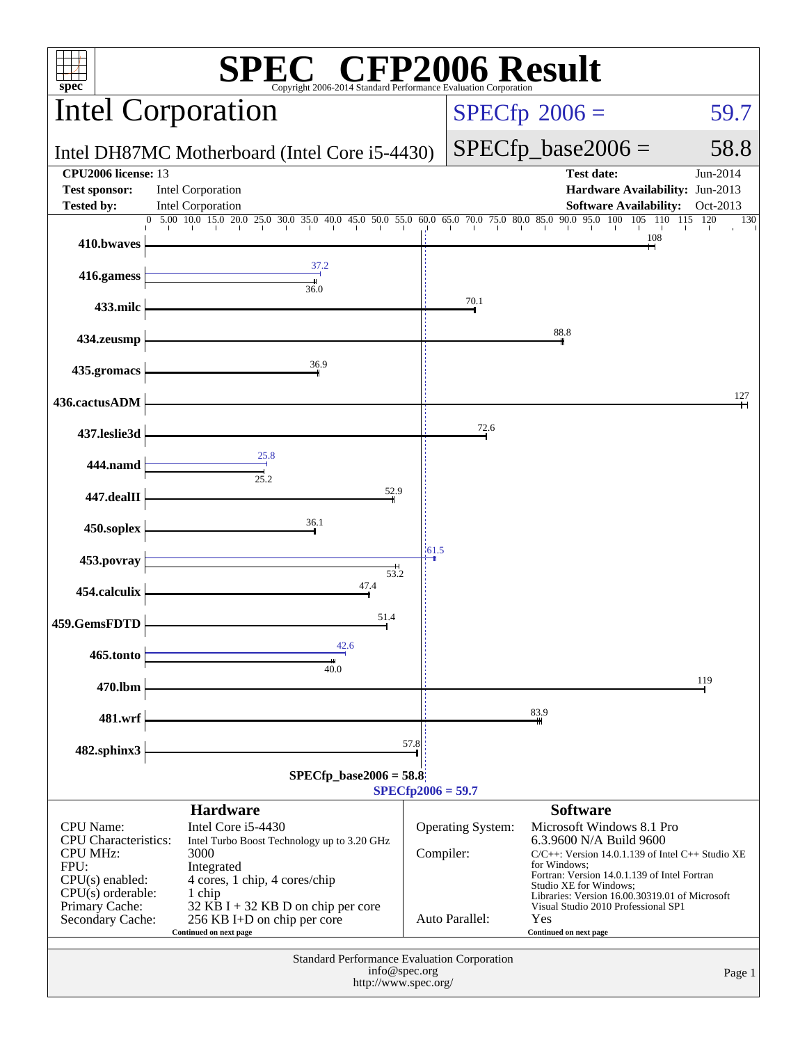# SPEC CFP2006 Result

Copyright 2006-2014 Standard Performance Evaluation Corporation

## Intel Corporation

**Intel DH87MC Motherboard (Intel Core i5-4430)**

SPECfp 2006 = 59.7

SPECfp_base2006 = 58.8

| | | | |
|---|---|---|---|
| **CPU2006 license:** | 13 | **Test date:** | Jun-2014 |
| **Test sponsor:** | Intel Corporation | **Hardware Availability:** | Jun-2013 |
| **Tested by:** | Intel Corporation | **Software Availability:** | Oct-2013 |

| Benchmark | Base | Peak |
|---|---|---|
| 410.bwaves | 108 | |
| 416.gamess | 36.0 | 37.2 |
| 433.milc | 70.1 | |
| 434.zeusmp | 88.8 | |
| 435.gromacs | 36.9 | |
| 436.cactusADM | 127 | |
| 437.leslie3d | 72.6 | |
| 444.namd | 25.2 | 25.8 |
| 447.dealII | 52.9 | |
| 450.soplex | 36.1 | |
| 453.povray | 53.2 | 61.5 |
| 454.calculix | 47.4 | |
| 459.GemsFDTD | 51.4 | |
| 465.tonto | 40.0 | 42.6 |
| 470.lbm | 119 | |
| 481.wrf | 83.9 | |
| 482.sphinx3 | 57.8 | |

SPECfp_base2006 = 58.8

SPECfp2006 = 59.7

### Hardware

| | |
|---|---|
| CPU Name: | Intel Core i5-4430 |
| CPU Characteristics: | Intel Turbo Boost Technology up to 3.20 GHz |
| CPU MHz: | 3000 |
| FPU: | Integrated |
| CPU(s) enabled: | 4 cores, 1 chip, 4 cores/chip |
| CPU(s) orderable: | 1 chip |
| Primary Cache: | 32 KB I + 32 KB D on chip per core |
| Secondary Cache: | 256 KB I+D on chip per core |

Continued on next page

### Software

| | |
|---|---|
| Operating System: | Microsoft Windows 8.1 Pro 6.3.9600 N/A Build 9600 |
| Compiler: | C/C++: Version 14.0.1.139 of Intel C++ Studio XE for Windows; Fortran: Version 14.0.1.139 of Intel Fortran Studio XE for Windows; Libraries: Version 16.00.30319.01 of Microsoft Visual Studio 2010 Professional SP1 |
| Auto Parallel: | Yes |

Continued on next page

Standard Performance Evaluation Corporation
info@spec.org
http://www.spec.org/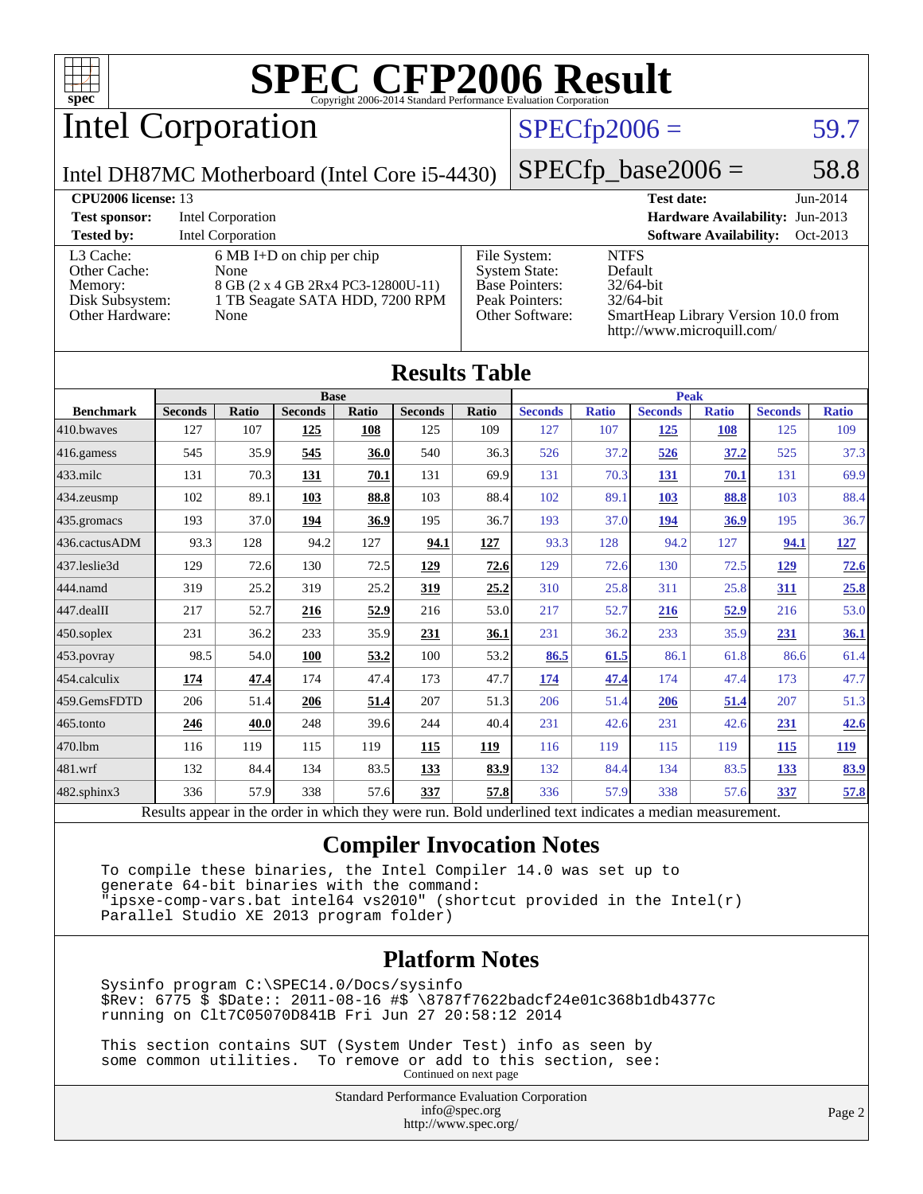# SPEC CFP2006 Result

Copyright 2006-2014 Standard Performance Evaluation Corporation

## Intel Corporation

Intel DH87MC Motherboard (Intel Core i5-4430)

SPECfp2006 = 59.7

SPECfp_base2006 = 58.8

| | | | |
|---|---|---|---|
| **CPU2006 license:** 13 | | **Test date:** | Jun-2014 |
| **Test sponsor:** | Intel Corporation | **Hardware Availability:** | Jun-2013 |
| **Tested by:** | Intel Corporation | **Software Availability:** | Oct-2013 |

| | |
|---|---|
| L3 Cache: | 6 MB I+D on chip per chip |
| Other Cache: | None |
| Memory: | 8 GB (2 x 4 GB 2Rx4 PC3-12800U-11) |
| Disk Subsystem: | 1 TB Seagate SATA HDD, 7200 RPM |
| Other Hardware: | None |

| | |
|---|---|
| File System: | NTFS |
| System State: | Default |
| Base Pointers: | 32/64-bit |
| Peak Pointers: | 32/64-bit |
| Other Software: | SmartHeap Library Version 10.0 from http://www.microquill.com/ |

## Results Table

| Benchmark | Base | | | | | | Peak | | | | | |
|---|---|---|---|---|---|---|---|---|---|---|---|---|
| | Seconds | Ratio | Seconds | Ratio | Seconds | Ratio | Seconds | Ratio | Seconds | Ratio | Seconds | Ratio |
| 410.bwaves | 127 | 107 | **125** | **108** | 125 | 109 | 127 | 107 | **125** | **108** | 125 | 109 |
| 416.gamess | 545 | 35.9 | **545** | **36.0** | 540 | 36.3 | 526 | 37.2 | **526** | **37.2** | 525 | 37.3 |
| 433.milc | 131 | 70.3 | **131** | **70.1** | 131 | 69.9 | 131 | 70.3 | **131** | **70.1** | 131 | 69.9 |
| 434.zeusmp | 102 | 89.1 | **103** | **88.8** | 103 | 88.4 | 102 | 89.1 | **103** | **88.8** | 103 | 88.4 |
| 435.gromacs | 193 | 37.0 | **194** | **36.9** | 195 | 36.7 | 193 | 37.0 | **194** | **36.9** | 195 | 36.7 |
| 436.cactusADM | 93.3 | 128 | 94.2 | 127 | **94.1** | **127** | 93.3 | 128 | 94.2 | 127 | **94.1** | **127** |
| 437.leslie3d | 129 | 72.6 | 130 | 72.5 | **129** | **72.6** | 129 | 72.6 | 130 | 72.5 | **129** | **72.6** |
| 444.namd | 319 | 25.2 | 319 | 25.2 | **319** | **25.2** | 310 | 25.8 | 311 | 25.8 | **311** | **25.8** |
| 447.dealII | 217 | 52.7 | **216** | **52.9** | 216 | 53.0 | 217 | 52.7 | **216** | **52.9** | 216 | 53.0 |
| 450.soplex | 231 | 36.2 | 233 | 35.9 | **231** | **36.1** | 231 | 36.2 | 233 | 35.9 | **231** | **36.1** |
| 453.povray | 98.5 | 54.0 | **100** | **53.2** | 100 | 53.2 | **86.5** | **61.5** | 86.1 | 61.8 | 86.6 | 61.4 |
| 454.calculix | **174** | **47.4** | 174 | 47.4 | 173 | 47.7 | **174** | **47.4** | 174 | 47.4 | 173 | 47.7 |
| 459.GemsFDTD | 206 | 51.4 | **206** | **51.4** | 207 | 51.3 | 206 | 51.4 | **206** | **51.4** | 207 | 51.3 |
| 465.tonto | **246** | **40.0** | 248 | 39.6 | 244 | 40.4 | 231 | 42.6 | 231 | 42.6 | **231** | **42.6** |
| 470.lbm | 116 | 119 | 115 | 119 | **115** | **119** | 116 | 119 | 115 | 119 | **115** | **119** |
| 481.wrf | 132 | 84.4 | 134 | 83.5 | **133** | **83.9** | 132 | 84.4 | 134 | 83.5 | **133** | **83.9** |
| 482.sphinx3 | 336 | 57.9 | 338 | 57.6 | **337** | **57.8** | 336 | 57.9 | 338 | 57.6 | **337** | **57.8** |

Results appear in the order in which they were run. Bold underlined text indicates a median measurement.

## Compiler Invocation Notes

```
To compile these binaries, the Intel Compiler 14.0 was set up to
generate 64-bit binaries with the command:
"ipsxe-comp-vars.bat intel64 vs2010" (shortcut provided in the Intel(r)
Parallel Studio XE 2013 program folder)
```

## Platform Notes

```
Sysinfo program C:\SPEC14.0/Docs/sysinfo
$Rev: 6775 $ $Date:: 2011-08-16 #$ \8787f7622badcf24e01c368b1db4377c
running on Clt7C05070D841B Fri Jun 27 20:58:12 2014

This section contains SUT (System Under Test) info as seen by
some common utilities.  To remove or add to this section, see:
```

Continued on next page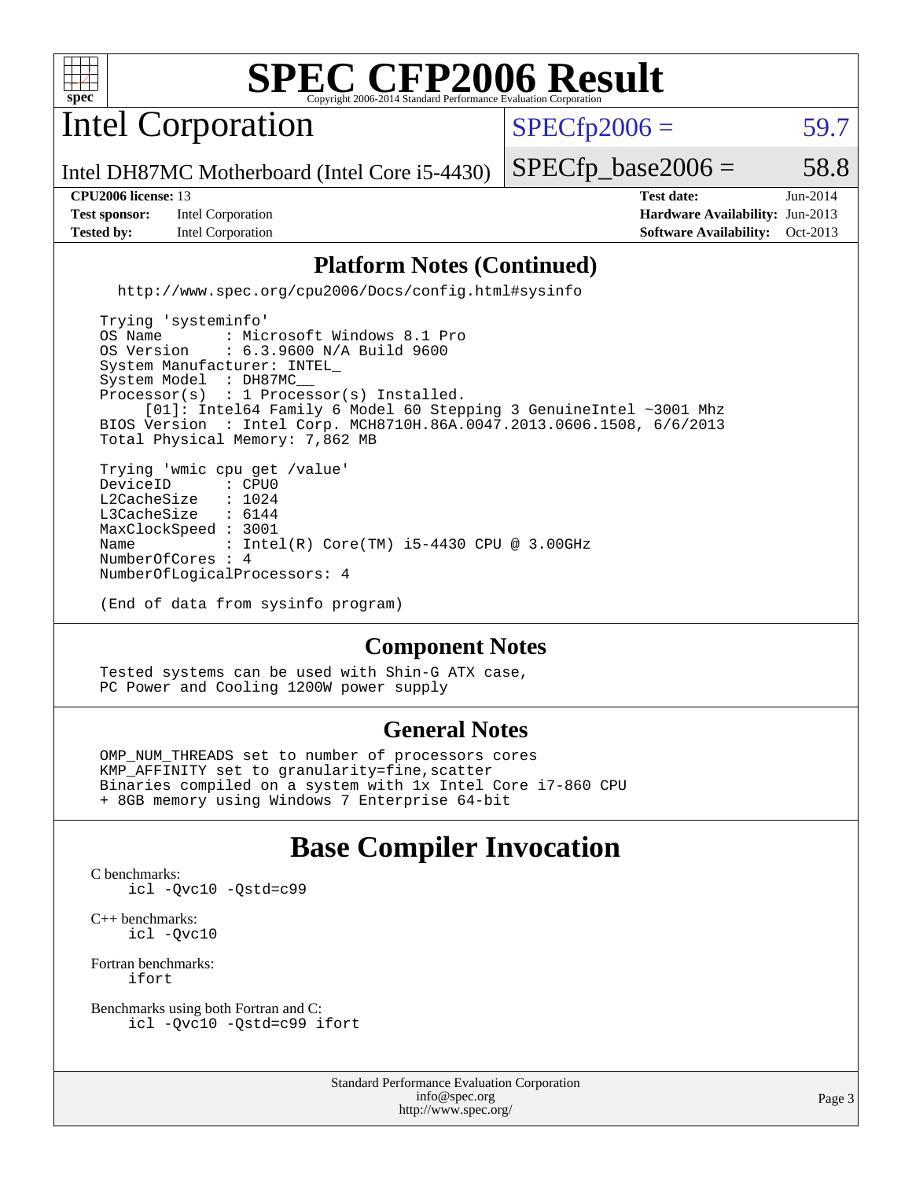# SPEC CFP2006 Result

## Intel Corporation

Intel DH87MC Motherboard (Intel Core i5-4430)

SPECfp2006 = 59.7

SPECfp_base2006 = 58.8

| | | | |
|---|---|---|---|
| **CPU2006 license:** 13 | | **Test date:** | Jun-2014 |
| **Test sponsor:** | Intel Corporation | **Hardware Availability:** | Jun-2013 |
| **Tested by:** | Intel Corporation | **Software Availability:** | Oct-2013 |

### Platform Notes (Continued)

```
  http://www.spec.org/cpu2006/Docs/config.html#sysinfo

Trying 'systeminfo'
OS Name       : Microsoft Windows 8.1 Pro
OS Version    : 6.3.9600 N/A Build 9600
System Manufacturer: INTEL_
System Model  : DH87MC__
Processor(s)  : 1 Processor(s) Installed.
     [01]: Intel64 Family 6 Model 60 Stepping 3 GenuineIntel ~3001 Mhz
BIOS Version  : Intel Corp. MCH8710H.86A.0047.2013.0606.1508, 6/6/2013
Total Physical Memory: 7,862 MB

Trying 'wmic cpu get /value'
DeviceID        : CPU0
L2CacheSize     : 1024
L3CacheSize     : 6144
MaxClockSpeed : 3001
Name            : Intel(R) Core(TM) i5-4430 CPU @ 3.00GHz
NumberOfCores : 4
NumberOfLogicalProcessors: 4

(End of data from sysinfo program)
```

### Component Notes

```
Tested systems can be used with Shin-G ATX case,
PC Power and Cooling 1200W power supply
```

### General Notes

```
OMP_NUM_THREADS set to number of processors cores
KMP_AFFINITY set to granularity=fine,scatter
Binaries compiled on a system with 1x Intel Core i7-860 CPU
+ 8GB memory using Windows 7 Enterprise 64-bit
```

## Base Compiler Invocation

C benchmarks:
```
icl -Qvc10 -Qstd=c99
```

C++ benchmarks:
```
icl -Qvc10
```

Fortran benchmarks:
```
ifort
```

Benchmarks using both Fortran and C:
```
icl -Qvc10 -Qstd=c99 ifort
```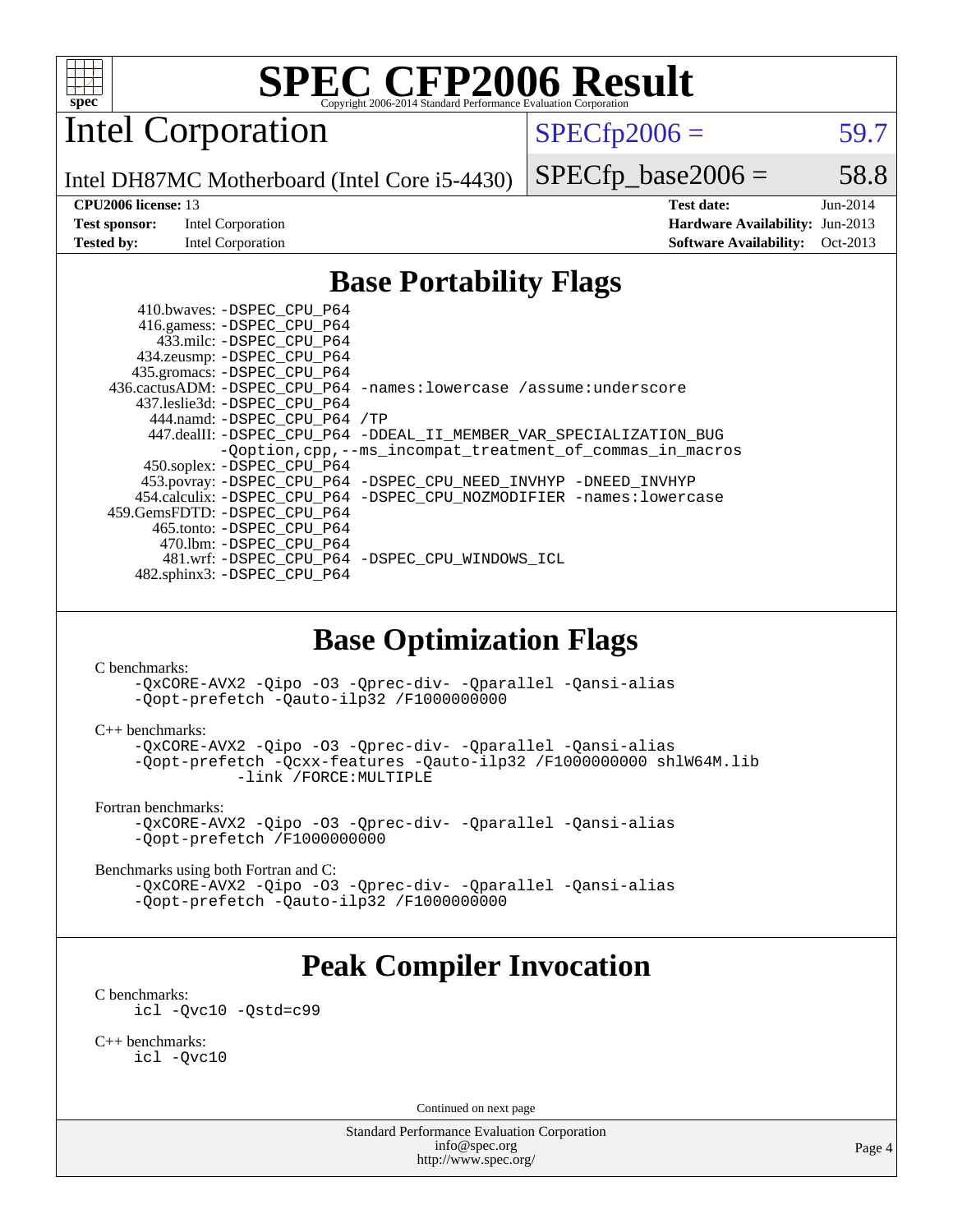# SPEC CFP2006 Result

Copyright 2006-2014 Standard Performance Evaluation Corporation

## Intel Corporation

Intel DH87MC Motherboard (Intel Core i5-4430)

SPECfp2006 = 59.7

SPECfp_base2006 = 58.8

| | | | |
|---|---|---|---|
| **CPU2006 license:** 13 | | **Test date:** | Jun-2014 |
| **Test sponsor:** | Intel Corporation | **Hardware Availability:** | Jun-2013 |
| **Tested by:** | Intel Corporation | **Software Availability:** | Oct-2013 |

## Base Portability Flags

410.bwaves: -DSPEC_CPU_P64
416.gamess: -DSPEC_CPU_P64
433.milc: -DSPEC_CPU_P64
434.zeusmp: -DSPEC_CPU_P64
435.gromacs: -DSPEC_CPU_P64
436.cactusADM: -DSPEC_CPU_P64 -names:lowercase /assume:underscore
437.leslie3d: -DSPEC_CPU_P64
444.namd: -DSPEC_CPU_P64 /TP
447.dealII: -DSPEC_CPU_P64 -DDEAL_II_MEMBER_VAR_SPECIALIZATION_BUG -Qoption,cpp,--ms_incompat_treatment_of_commas_in_macros
450.soplex: -DSPEC_CPU_P64
453.povray: -DSPEC_CPU_P64 -DSPEC_CPU_NEED_INVHYP -DNEED_INVHYP
454.calculix: -DSPEC_CPU_P64 -DSPEC_CPU_NOZMODIFIER -names:lowercase
459.GemsFDTD: -DSPEC_CPU_P64
465.tonto: -DSPEC_CPU_P64
470.lbm: -DSPEC_CPU_P64
481.wrf: -DSPEC_CPU_P64 -DSPEC_CPU_WINDOWS_ICL
482.sphinx3: -DSPEC_CPU_P64

## Base Optimization Flags

C benchmarks:

-QxCORE-AVX2 -Qipo -O3 -Qprec-div- -Qparallel -Qansi-alias -Qopt-prefetch -Qauto-ilp32 /F1000000000

C++ benchmarks:

-QxCORE-AVX2 -Qipo -O3 -Qprec-div- -Qparallel -Qansi-alias -Qopt-prefetch -Qcxx-features -Qauto-ilp32 /F1000000000 shlW64M.lib -link /FORCE:MULTIPLE

Fortran benchmarks:

-QxCORE-AVX2 -Qipo -O3 -Qprec-div- -Qparallel -Qansi-alias -Qopt-prefetch /F1000000000

Benchmarks using both Fortran and C:

-QxCORE-AVX2 -Qipo -O3 -Qprec-div- -Qparallel -Qansi-alias -Qopt-prefetch -Qauto-ilp32 /F1000000000

## Peak Compiler Invocation

C benchmarks:

icl -Qvc10 -Qstd=c99

C++ benchmarks:

icl -Qvc10

Continued on next page

Standard Performance Evaluation Corporation
info@spec.org
http://www.spec.org/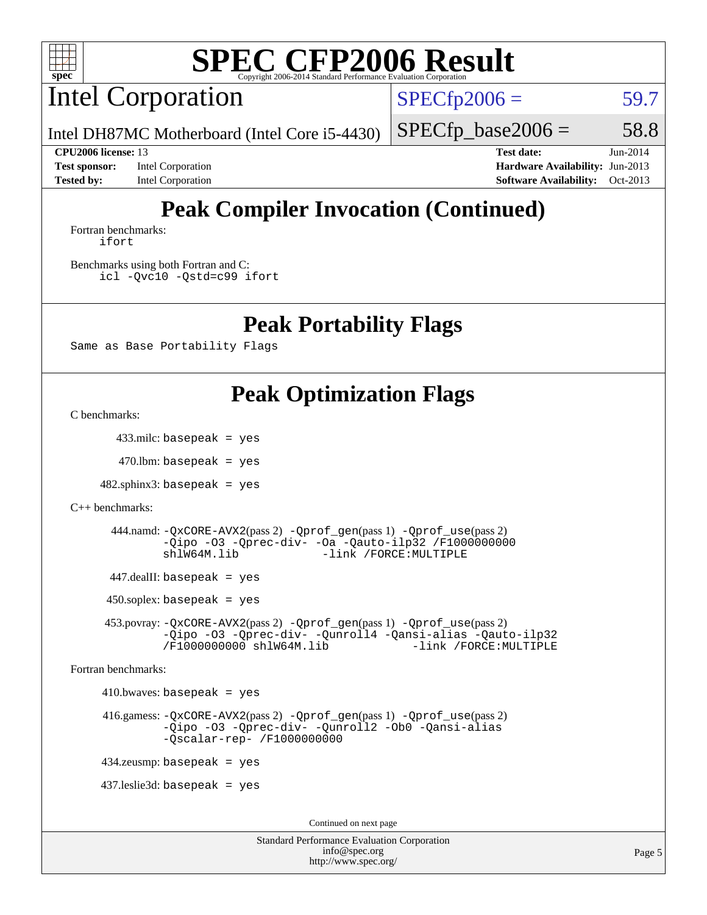# SPEC CFP2006 Result

Copyright 2006-2014 Standard Performance Evaluation Corporation

## Intel Corporation

Intel DH87MC Motherboard (Intel Core i5-4430)

SPECfp2006 = 59.7

SPECfp_base2006 = 58.8

| | | | |
|---|---|---|---|
| **CPU2006 license:** 13 | | **Test date:** | Jun-2014 |
| **Test sponsor:** | Intel Corporation | **Hardware Availability:** | Jun-2013 |
| **Tested by:** | Intel Corporation | **Software Availability:** | Oct-2013 |

## Peak Compiler Invocation (Continued)

Fortran benchmarks:
```
ifort
```

Benchmarks using both Fortran and C:
```
icl -Qvc10 -Qstd=c99 ifort
```

## Peak Portability Flags

```
Same as Base Portability Flags
```

## Peak Optimization Flags

C benchmarks:

433.milc: `basepeak = yes`

470.lbm: `basepeak = yes`

482.sphinx3: `basepeak = yes`

C++ benchmarks:

444.namd: `-QxCORE-AVX2`(pass 2) `-Qprof_gen`(pass 1) `-Qprof_use`(pass 2) `-Qipo -O3 -Qprec-div- -Oa -Qauto-ilp32 /F1000000000 shlW64M.lib -link /FORCE:MULTIPLE`

447.dealII: `basepeak = yes`

450.soplex: `basepeak = yes`

453.povray: `-QxCORE-AVX2`(pass 2) `-Qprof_gen`(pass 1) `-Qprof_use`(pass 2) `-Qipo -O3 -Qprec-div- -Qunroll4 -Qansi-alias -Qauto-ilp32 /F1000000000 shlW64M.lib -link /FORCE:MULTIPLE`

Fortran benchmarks:

410.bwaves: `basepeak = yes`

416.gamess: `-QxCORE-AVX2`(pass 2) `-Qprof_gen`(pass 1) `-Qprof_use`(pass 2) `-Qipo -O3 -Qprec-div- -Qunroll2 -Ob0 -Qansi-alias -Qscalar-rep- /F1000000000`

434.zeusmp: `basepeak = yes`

437.leslie3d: `basepeak = yes`

Continued on next page

Standard Performance Evaluation Corporation
info@spec.org
http://www.spec.org/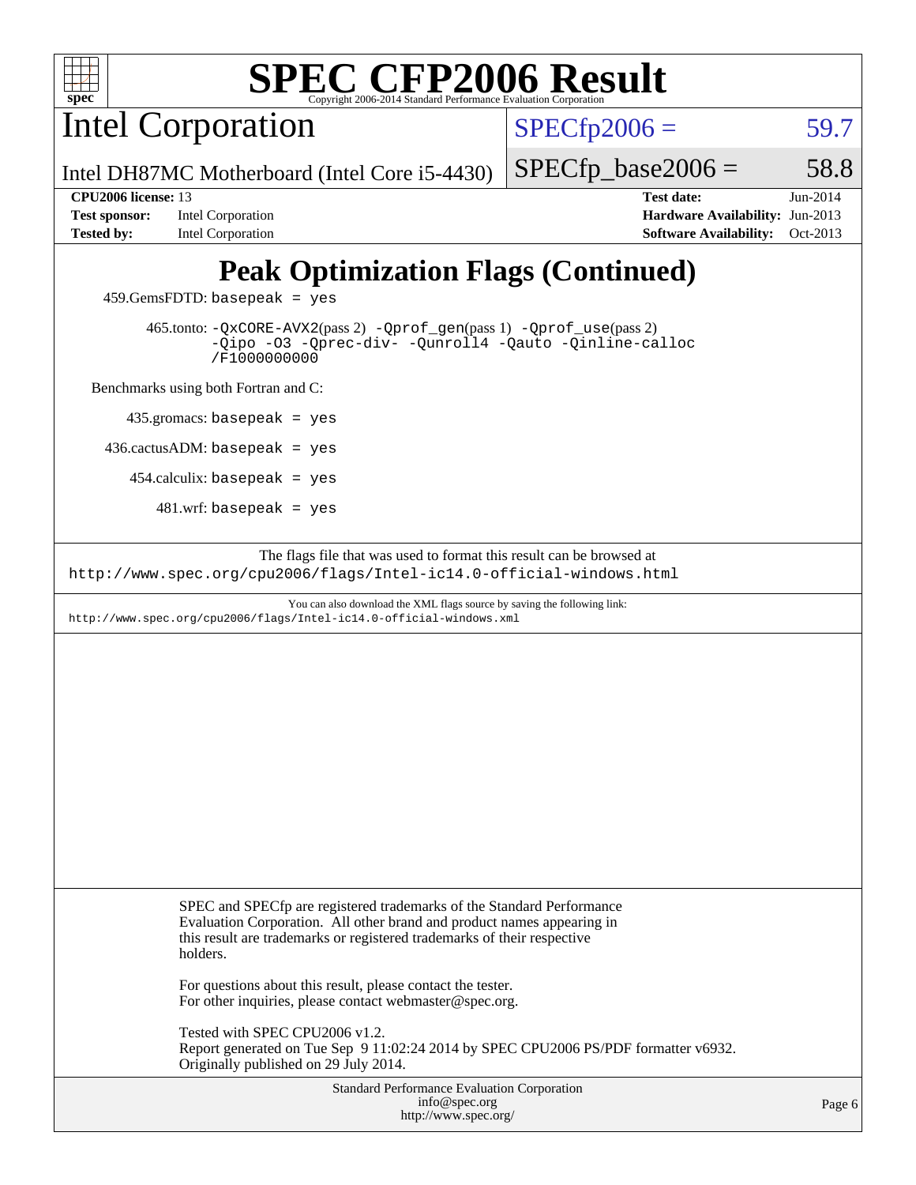# Peak Optimization Flags (Continued)

459.GemsFDTD: basepeak = yes

465.tonto: -QxCORE-AVX2(pass 2) -Qprof_gen(pass 1) -Qprof_use(pass 2) -Qipo -O3 -Qprec-div- -Qunroll4 -Qauto -Qinline-calloc /F1000000000

Benchmarks using both Fortran and C:

435.gromacs: basepeak = yes

436.cactusADM: basepeak = yes

454.calculix: basepeak = yes

481.wrf: basepeak = yes

The flags file that was used to format this result can be browsed at
http://www.spec.org/cpu2006/flags/Intel-ic14.0-official-windows.html

You can also download the XML flags source by saving the following link:
http://www.spec.org/cpu2006/flags/Intel-ic14.0-official-windows.xml

SPEC and SPECfp are registered trademarks of the Standard Performance Evaluation Corporation. All other brand and product names appearing in this result are trademarks or registered trademarks of their respective holders.

For questions about this result, please contact the tester.
For other inquiries, please contact webmaster@spec.org.

Tested with SPEC CPU2006 v1.2.
Report generated on Tue Sep 9 11:02:24 2014 by SPEC CPU2006 PS/PDF formatter v6932.
Originally published on 29 July 2014.